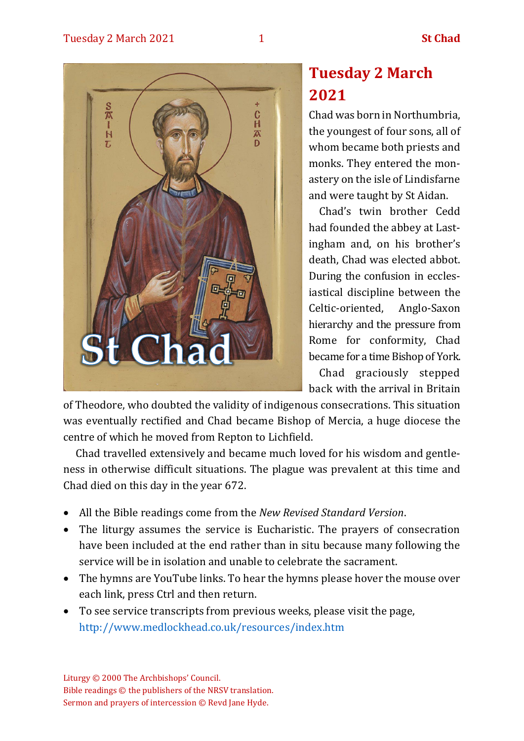# Tuesday 2 March 2021

Chad was born in Northumbria, the youngest of four sons, all of whom became both priests and monks. They entered the monastery on the isle of Lindisfarne and were taught by St Aidan.

Chad's twin brother Cedd had founded the abbey at Lastingham and, on his brother's death, Chad was elected abbot. During the confusion in ecclesiastical discipline between the Celtic-oriented, Anglo-Saxon hierarchy and the pressure from Rome for conformity, Chad became for a time Bishop of York.

Chad graciously stepped back with the arrival in Britain of Theodore, who doubted the validity of indigenous consecrations. This situation was eventually rectified and Chad became Bishop of Mercia, a huge diocese the centre of which he moved from Repton to Lichfield.

Chad travelled extensively and became much loved for his wisdom and gentleness in otherwise difficult situations. The plague was prevalent at this time and Chad died on this day in the year 672.

- All the Bible readings come from the *New Revised Standard Version*.
- The liturgy assumes the service is Eucharistic. The prayers of consecration have been included at the end rather than in situ because many following the service will be in isolation and unable to celebrate the sacrament.
- The hymns are YouTube links. To hear the hymns please hover the mouse over each link, press Ctrl and then return.
- To see service transcripts from previous weeks, please visit the page, http://www.medlockhead.co.uk/resources/index.htm

Liturgy © 2000 The Archbishops' Council.
Bible readings © the publishers of the NRSV translation.
Sermon and prayers of intercession © Revd Jane Hyde.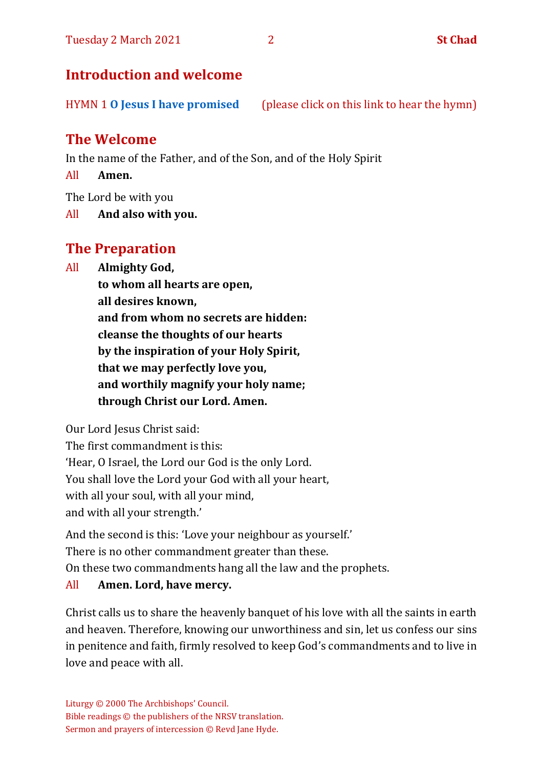## Introduction and welcome

HYMN 1 **O Jesus I have promised** (please click on this link to hear the hymn)

## The Welcome

In the name of the Father, and of the Son, and of the Holy Spirit

All **Amen.**

The Lord be with you

All **And also with you.**

## The Preparation

All **Almighty God,**
**to whom all hearts are open,**
**all desires known,**
**and from whom no secrets are hidden:**
**cleanse the thoughts of our hearts**
**by the inspiration of your Holy Spirit,**
**that we may perfectly love you,**
**and worthily magnify your holy name;**
**through Christ our Lord. Amen.**

Our Lord Jesus Christ said:
The first commandment is this:
'Hear, O Israel, the Lord our God is the only Lord.
You shall love the Lord your God with all your heart,
with all your soul, with all your mind,
and with all your strength.'

And the second is this: 'Love your neighbour as yourself.'
There is no other commandment greater than these.
On these two commandments hang all the law and the prophets.

All **Amen. Lord, have mercy.**

Christ calls us to share the heavenly banquet of his love with all the saints in earth and heaven. Therefore, knowing our unworthiness and sin, let us confess our sins in penitence and faith, firmly resolved to keep God's commandments and to live in love and peace with all.

Liturgy © 2000 The Archbishops' Council.
Bible readings © the publishers of the NRSV translation.
Sermon and prayers of intercession © Revd Jane Hyde.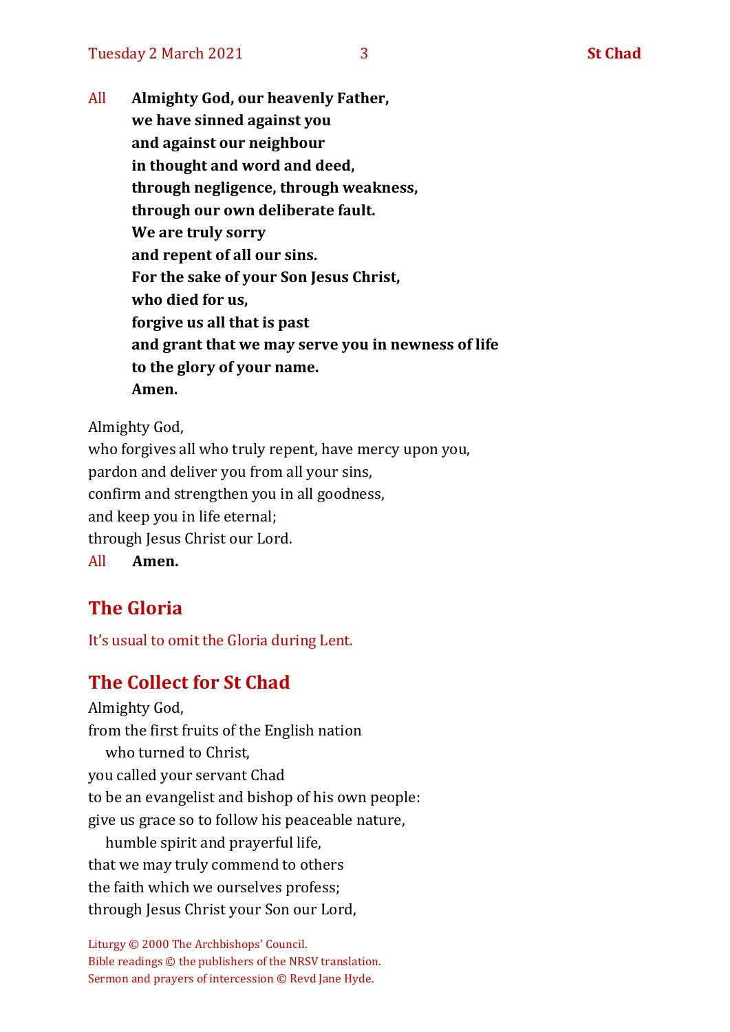All **Almighty God, our heavenly Father,**
**we have sinned against you**
**and against our neighbour**
**in thought and word and deed,**
**through negligence, through weakness,**
**through our own deliberate fault.**
**We are truly sorry**
**and repent of all our sins.**
**For the sake of your Son Jesus Christ,**
**who died for us,**
**forgive us all that is past**
**and grant that we may serve you in newness of life**
**to the glory of your name.**
**Amen.**

Almighty God,
who forgives all who truly repent, have mercy upon you,
pardon and deliver you from all your sins,
confirm and strengthen you in all goodness,
and keep you in life eternal;
through Jesus Christ our Lord.
All **Amen.**

## The Gloria

It's usual to omit the Gloria during Lent.

## The Collect for St Chad

Almighty God,
from the first fruits of the English nation
  who turned to Christ,
you called your servant Chad
to be an evangelist and bishop of his own people:
give us grace so to follow his peaceable nature,
  humble spirit and prayerful life,
that we may truly commend to others
the faith which we ourselves profess;
through Jesus Christ your Son our Lord,

Liturgy © 2000 The Archbishops' Council.
Bible readings © the publishers of the NRSV translation.
Sermon and prayers of intercession © Revd Jane Hyde.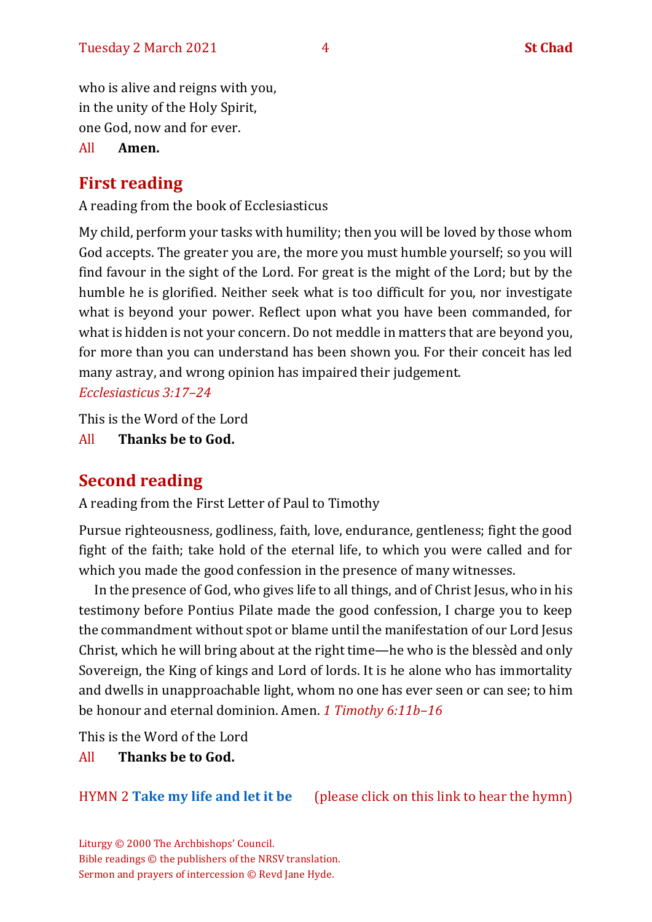who is alive and reigns with you,
in the unity of the Holy Spirit,
one God, now and for ever.

All **Amen.**

## First reading

A reading from the book of Ecclesiasticus

My child, perform your tasks with humility; then you will be loved by those whom God accepts. The greater you are, the more you must humble yourself; so you will find favour in the sight of the Lord. For great is the might of the Lord; but by the humble he is glorified. Neither seek what is too difficult for you, nor investigate what is beyond your power. Reflect upon what you have been commanded, for what is hidden is not your concern. Do not meddle in matters that are beyond you, for more than you can understand has been shown you. For their conceit has led many astray, and wrong opinion has impaired their judgement.
*Ecclesiasticus 3:17–24*

This is the Word of the Lord

All **Thanks be to God.**

## Second reading

A reading from the First Letter of Paul to Timothy

Pursue righteousness, godliness, faith, love, endurance, gentleness; fight the good fight of the faith; take hold of the eternal life, to which you were called and for which you made the good confession in the presence of many witnesses.

In the presence of God, who gives life to all things, and of Christ Jesus, who in his testimony before Pontius Pilate made the good confession, I charge you to keep the commandment without spot or blame until the manifestation of our Lord Jesus Christ, which he will bring about at the right time—he who is the blessèd and only Sovereign, the King of kings and Lord of lords. It is he alone who has immortality and dwells in unapproachable light, whom no one has ever seen or can see; to him be honour and eternal dominion. Amen. *1 Timothy 6:11b–16*

This is the Word of the Lord

All **Thanks be to God.**

HYMN 2 **Take my life and let it be** (please click on this link to hear the hymn)

Liturgy © 2000 The Archbishops' Council.
Bible readings © the publishers of the NRSV translation.
Sermon and prayers of intercession © Revd Jane Hyde.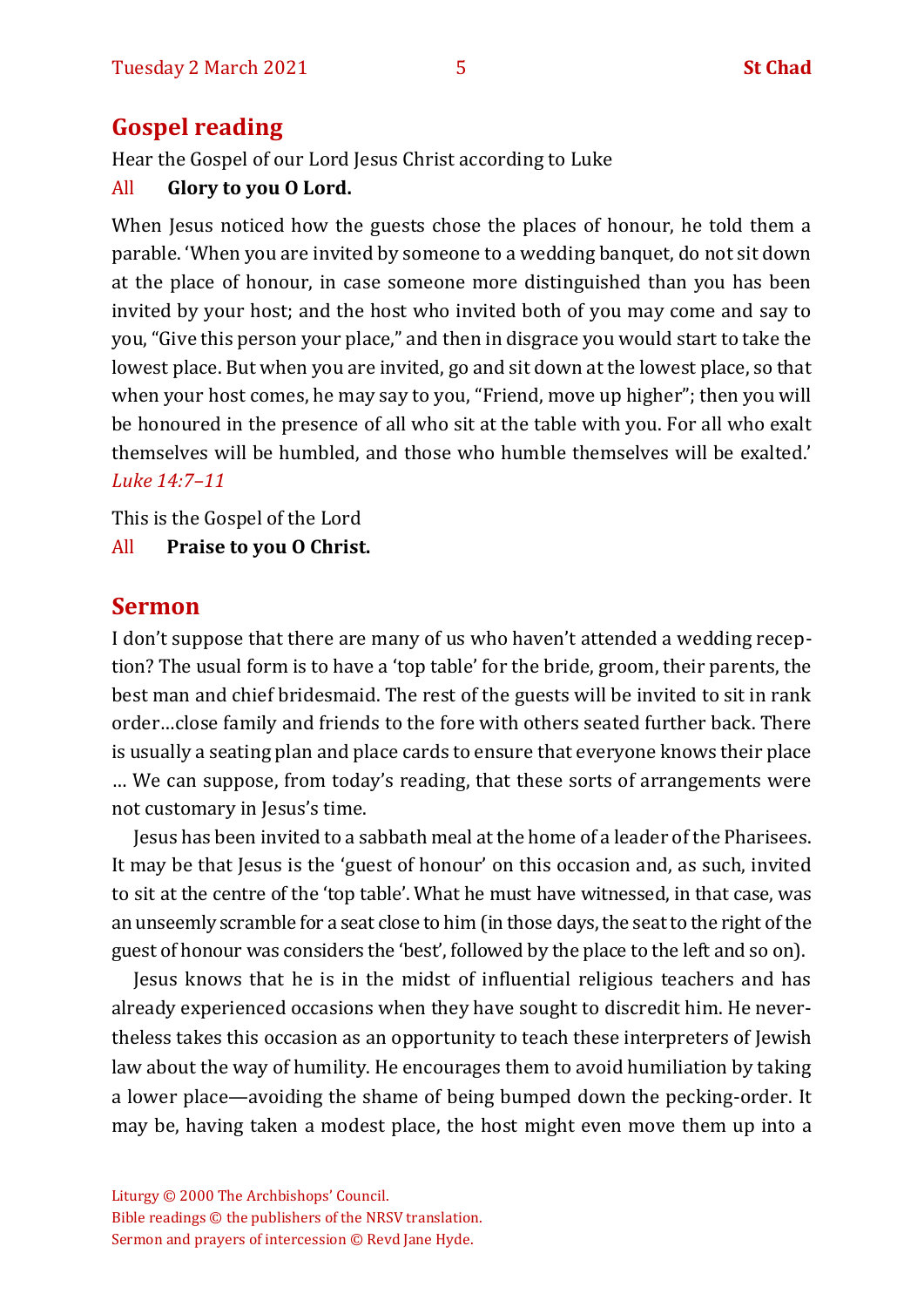## Gospel reading

Hear the Gospel of our Lord Jesus Christ according to Luke

All **Glory to you O Lord.**

When Jesus noticed how the guests chose the places of honour, he told them a parable. 'When you are invited by someone to a wedding banquet, do not sit down at the place of honour, in case someone more distinguished than you has been invited by your host; and the host who invited both of you may come and say to you, "Give this person your place," and then in disgrace you would start to take the lowest place. But when you are invited, go and sit down at the lowest place, so that when your host comes, he may say to you, "Friend, move up higher"; then you will be honoured in the presence of all who sit at the table with you. For all who exalt themselves will be humbled, and those who humble themselves will be exalted.' *Luke 14:7–11*

This is the Gospel of the Lord

All **Praise to you O Christ.**

## Sermon

I don't suppose that there are many of us who haven't attended a wedding reception? The usual form is to have a 'top table' for the bride, groom, their parents, the best man and chief bridesmaid. The rest of the guests will be invited to sit in rank order…close family and friends to the fore with others seated further back. There is usually a seating plan and place cards to ensure that everyone knows their place … We can suppose, from today's reading, that these sorts of arrangements were not customary in Jesus's time.

Jesus has been invited to a sabbath meal at the home of a leader of the Pharisees. It may be that Jesus is the 'guest of honour' on this occasion and, as such, invited to sit at the centre of the 'top table'. What he must have witnessed, in that case, was an unseemly scramble for a seat close to him (in those days, the seat to the right of the guest of honour was considers the 'best', followed by the place to the left and so on).

Jesus knows that he is in the midst of influential religious teachers and has already experienced occasions when they have sought to discredit him. He nevertheless takes this occasion as an opportunity to teach these interpreters of Jewish law about the way of humility. He encourages them to avoid humiliation by taking a lower place—avoiding the shame of being bumped down the pecking-order. It may be, having taken a modest place, the host might even move them up into a

Liturgy © 2000 The Archbishops' Council.
Bible readings © the publishers of the NRSV translation.
Sermon and prayers of intercession © Revd Jane Hyde.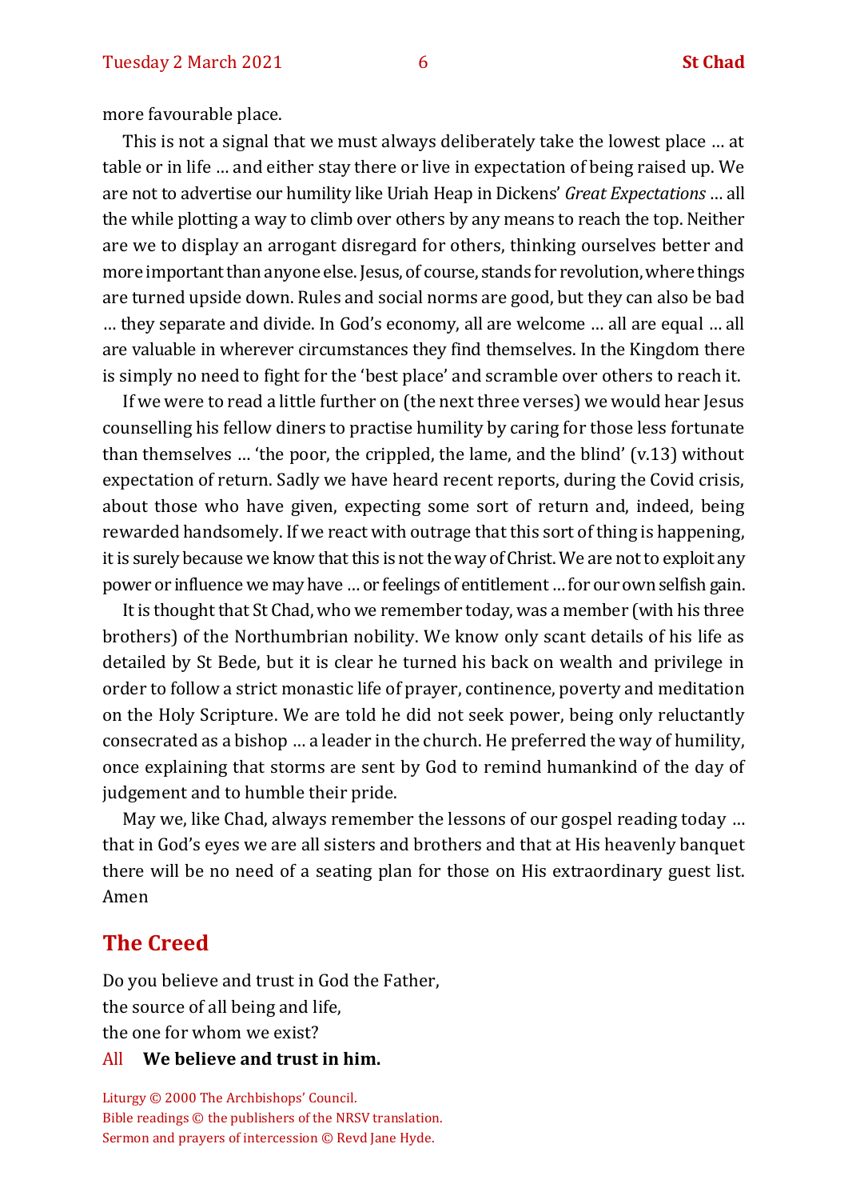more favourable place.

This is not a signal that we must always deliberately take the lowest place … at table or in life … and either stay there or live in expectation of being raised up. We are not to advertise our humility like Uriah Heap in Dickens' *Great Expectations* … all the while plotting a way to climb over others by any means to reach the top. Neither are we to display an arrogant disregard for others, thinking ourselves better and more important than anyone else. Jesus, of course, stands for revolution, where things are turned upside down. Rules and social norms are good, but they can also be bad … they separate and divide. In God's economy, all are welcome … all are equal … all are valuable in wherever circumstances they find themselves. In the Kingdom there is simply no need to fight for the 'best place' and scramble over others to reach it.

If we were to read a little further on (the next three verses) we would hear Jesus counselling his fellow diners to practise humility by caring for those less fortunate than themselves … 'the poor, the crippled, the lame, and the blind' (v.13) without expectation of return. Sadly we have heard recent reports, during the Covid crisis, about those who have given, expecting some sort of return and, indeed, being rewarded handsomely. If we react with outrage that this sort of thing is happening, it is surely because we know that this is not the way of Christ. We are not to exploit any power or influence we may have … or feelings of entitlement … for our own selfish gain.

It is thought that St Chad, who we remember today, was a member (with his three brothers) of the Northumbrian nobility. We know only scant details of his life as detailed by St Bede, but it is clear he turned his back on wealth and privilege in order to follow a strict monastic life of prayer, continence, poverty and meditation on the Holy Scripture. We are told he did not seek power, being only reluctantly consecrated as a bishop … a leader in the church. He preferred the way of humility, once explaining that storms are sent by God to remind humankind of the day of judgement and to humble their pride.

May we, like Chad, always remember the lessons of our gospel reading today … that in God's eyes we are all sisters and brothers and that at His heavenly banquet there will be no need of a seating plan for those on His extraordinary guest list. Amen

## The Creed

Do you believe and trust in God the Father,  
the source of all being and life,  
the one for whom we exist?

All **We believe and trust in him.**

Liturgy © 2000 The Archbishops' Council.  
Bible readings © the publishers of the NRSV translation.  
Sermon and prayers of intercession © Revd Jane Hyde.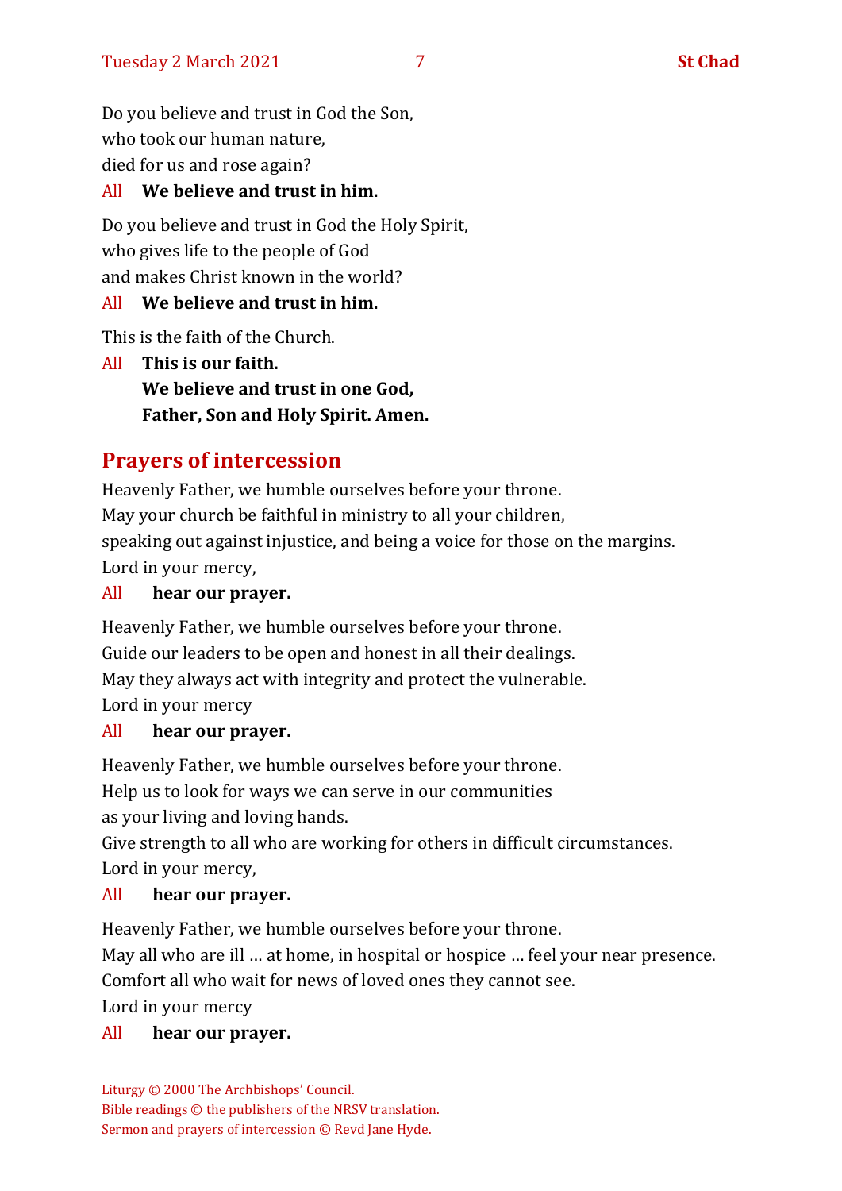Do you believe and trust in God the Son,
who took our human nature,
died for us and rose again?

All **We believe and trust in him.**

Do you believe and trust in God the Holy Spirit,
who gives life to the people of God
and makes Christ known in the world?

All **We believe and trust in him.**

This is the faith of the Church.

All **This is our faith.**
**We believe and trust in one God,**
**Father, Son and Holy Spirit. Amen.**

## Prayers of intercession

Heavenly Father, we humble ourselves before your throne.
May your church be faithful in ministry to all your children,
speaking out against injustice, and being a voice for those on the margins.
Lord in your mercy,

All **hear our prayer.**

Heavenly Father, we humble ourselves before your throne.
Guide our leaders to be open and honest in all their dealings.
May they always act with integrity and protect the vulnerable.
Lord in your mercy

All **hear our prayer.**

Heavenly Father, we humble ourselves before your throne.
Help us to look for ways we can serve in our communities
as your living and loving hands.
Give strength to all who are working for others in difficult circumstances.
Lord in your mercy,

All **hear our prayer.**

Heavenly Father, we humble ourselves before your throne.
May all who are ill … at home, in hospital or hospice … feel your near presence.
Comfort all who wait for news of loved ones they cannot see.
Lord in your mercy

All **hear our prayer.**

Liturgy © 2000 The Archbishops' Council.
Bible readings © the publishers of the NRSV translation.
Sermon and prayers of intercession © Revd Jane Hyde.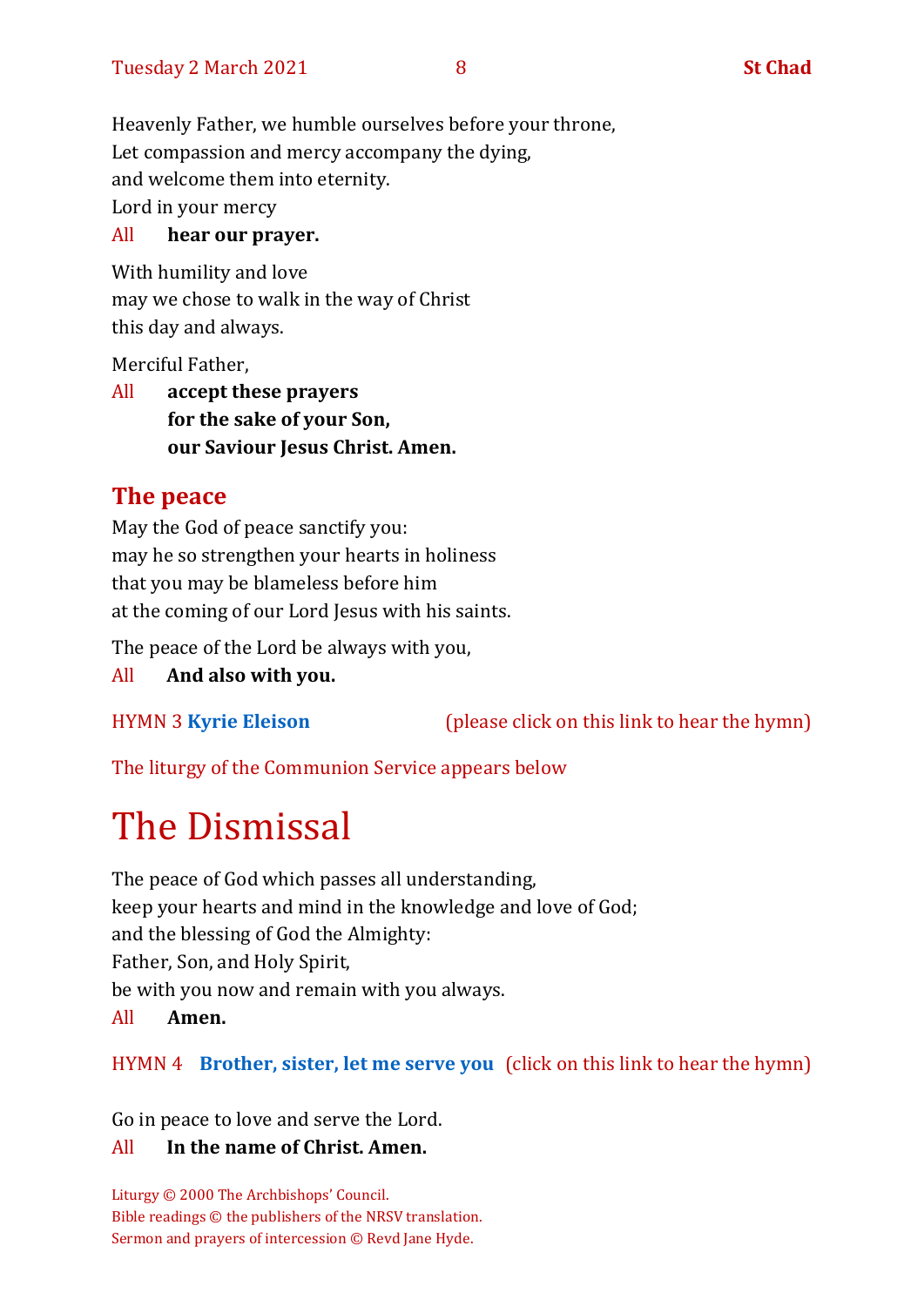Heavenly Father, we humble ourselves before your throne,
Let compassion and mercy accompany the dying,
and welcome them into eternity.
Lord in your mercy

All **hear our prayer.**

With humility and love
may we chose to walk in the way of Christ
this day and always.

Merciful Father,

All **accept these prayers**
**for the sake of your Son,**
**our Saviour Jesus Christ. Amen.**

## The peace

May the God of peace sanctify you:
may he so strengthen your hearts in holiness
that you may be blameless before him
at the coming of our Lord Jesus with his saints.

The peace of the Lord be always with you,

All **And also with you.**

HYMN 3 **Kyrie Eleison** (please click on this link to hear the hymn)

The liturgy of the Communion Service appears below

# The Dismissal

The peace of God which passes all understanding,
keep your hearts and mind in the knowledge and love of God;
and the blessing of God the Almighty:
Father, Son, and Holy Spirit,
be with you now and remain with you always.

All **Amen.**

HYMN 4 **Brother, sister, let me serve you** (click on this link to hear the hymn)

Go in peace to love and serve the Lord.

All **In the name of Christ. Amen.**

Liturgy © 2000 The Archbishops' Council.
Bible readings © the publishers of the NRSV translation.
Sermon and prayers of intercession © Revd Jane Hyde.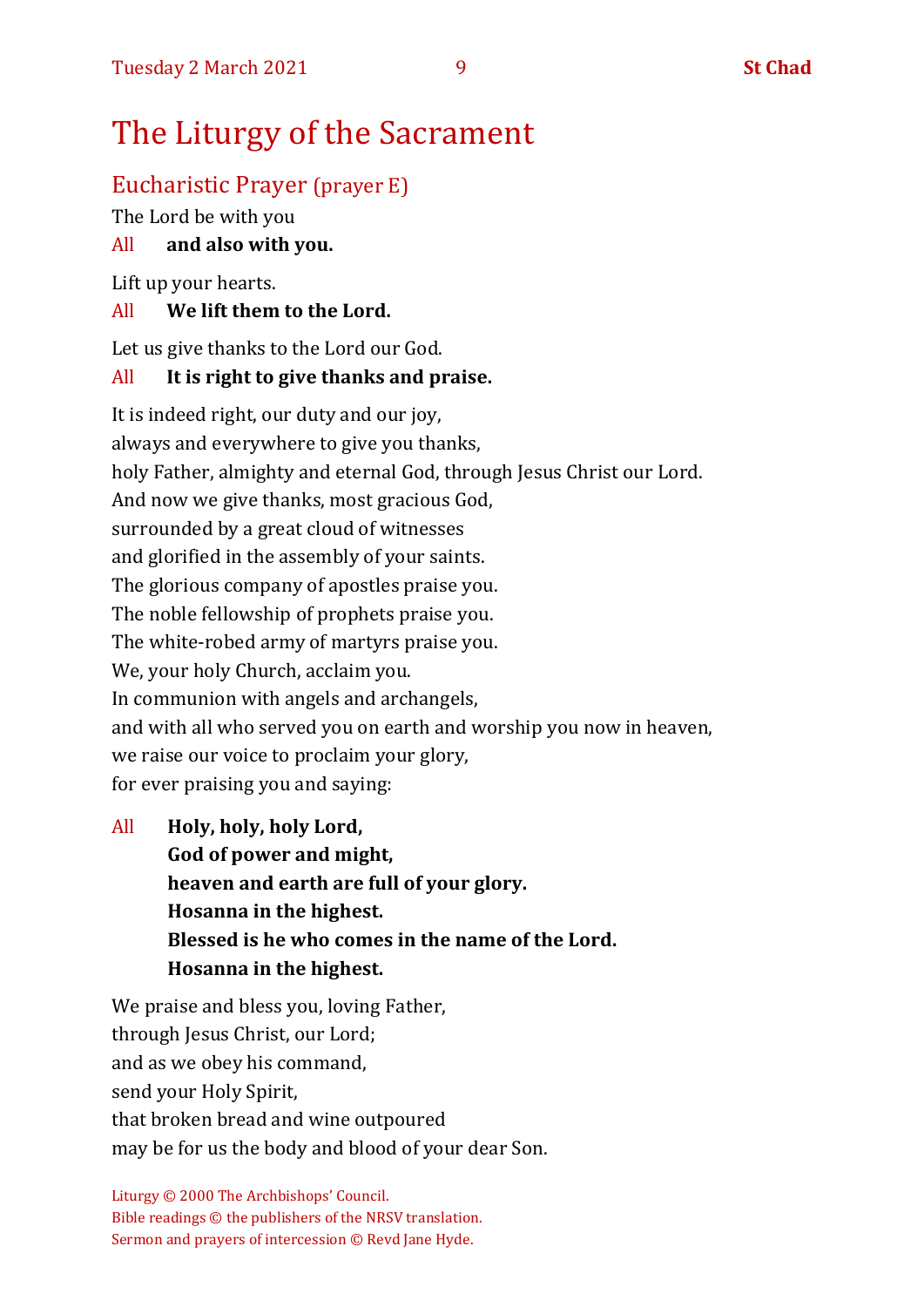# The Liturgy of the Sacrament

## Eucharistic Prayer (prayer E)

The Lord be with you

All **and also with you.**

Lift up your hearts.

All **We lift them to the Lord.**

Let us give thanks to the Lord our God.

All **It is right to give thanks and praise.**

It is indeed right, our duty and our joy,
always and everywhere to give you thanks,
holy Father, almighty and eternal God, through Jesus Christ our Lord.
And now we give thanks, most gracious God,
surrounded by a great cloud of witnesses
and glorified in the assembly of your saints.
The glorious company of apostles praise you.
The noble fellowship of prophets praise you.
The white-robed army of martyrs praise you.
We, your holy Church, acclaim you.
In communion with angels and archangels,
and with all who served you on earth and worship you now in heaven,
we raise our voice to proclaim your glory,
for ever praising you and saying:

All **Holy, holy, holy Lord,**
**God of power and might,**
**heaven and earth are full of your glory.**
**Hosanna in the highest.**
**Blessed is he who comes in the name of the Lord.**
**Hosanna in the highest.**

We praise and bless you, loving Father,
through Jesus Christ, our Lord;
and as we obey his command,
send your Holy Spirit,
that broken bread and wine outpoured
may be for us the body and blood of your dear Son.

Liturgy © 2000 The Archbishops' Council.
Bible readings © the publishers of the NRSV translation.
Sermon and prayers of intercession © Revd Jane Hyde.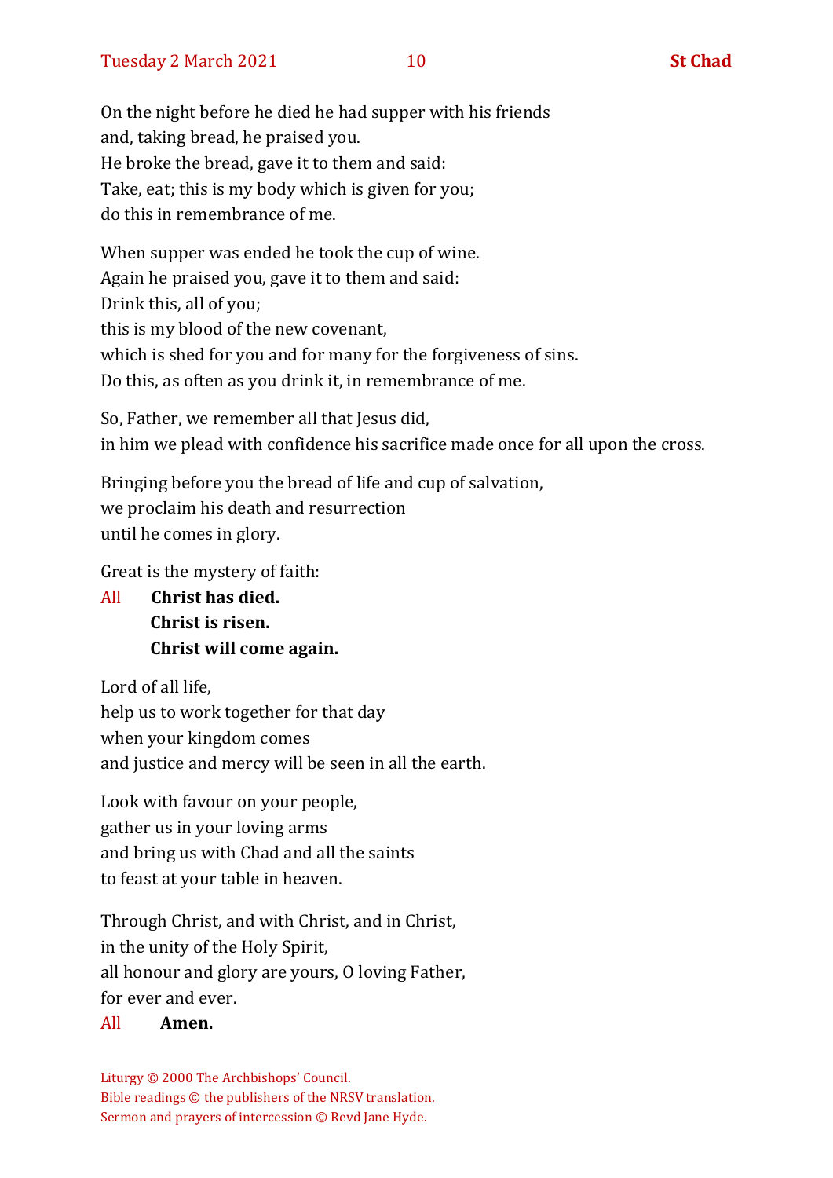On the night before he died he had supper with his friends
and, taking bread, he praised you.
He broke the bread, gave it to them and said:
Take, eat; this is my body which is given for you;
do this in remembrance of me.

When supper was ended he took the cup of wine.
Again he praised you, gave it to them and said:
Drink this, all of you;
this is my blood of the new covenant,
which is shed for you and for many for the forgiveness of sins.
Do this, as often as you drink it, in remembrance of me.

So, Father, we remember all that Jesus did,
in him we plead with confidence his sacrifice made once for all upon the cross.

Bringing before you the bread of life and cup of salvation,
we proclaim his death and resurrection
until he comes in glory.

Great is the mystery of faith:

All **Christ has died.**
**Christ is risen.**
**Christ will come again.**

Lord of all life,
help us to work together for that day
when your kingdom comes
and justice and mercy will be seen in all the earth.

Look with favour on your people,
gather us in your loving arms
and bring us with Chad and all the saints
to feast at your table in heaven.

Through Christ, and with Christ, and in Christ,
in the unity of the Holy Spirit,
all honour and glory are yours, O loving Father,
for ever and ever.

All **Amen.**

Liturgy © 2000 The Archbishops' Council.
Bible readings © the publishers of the NRSV translation.
Sermon and prayers of intercession © Revd Jane Hyde.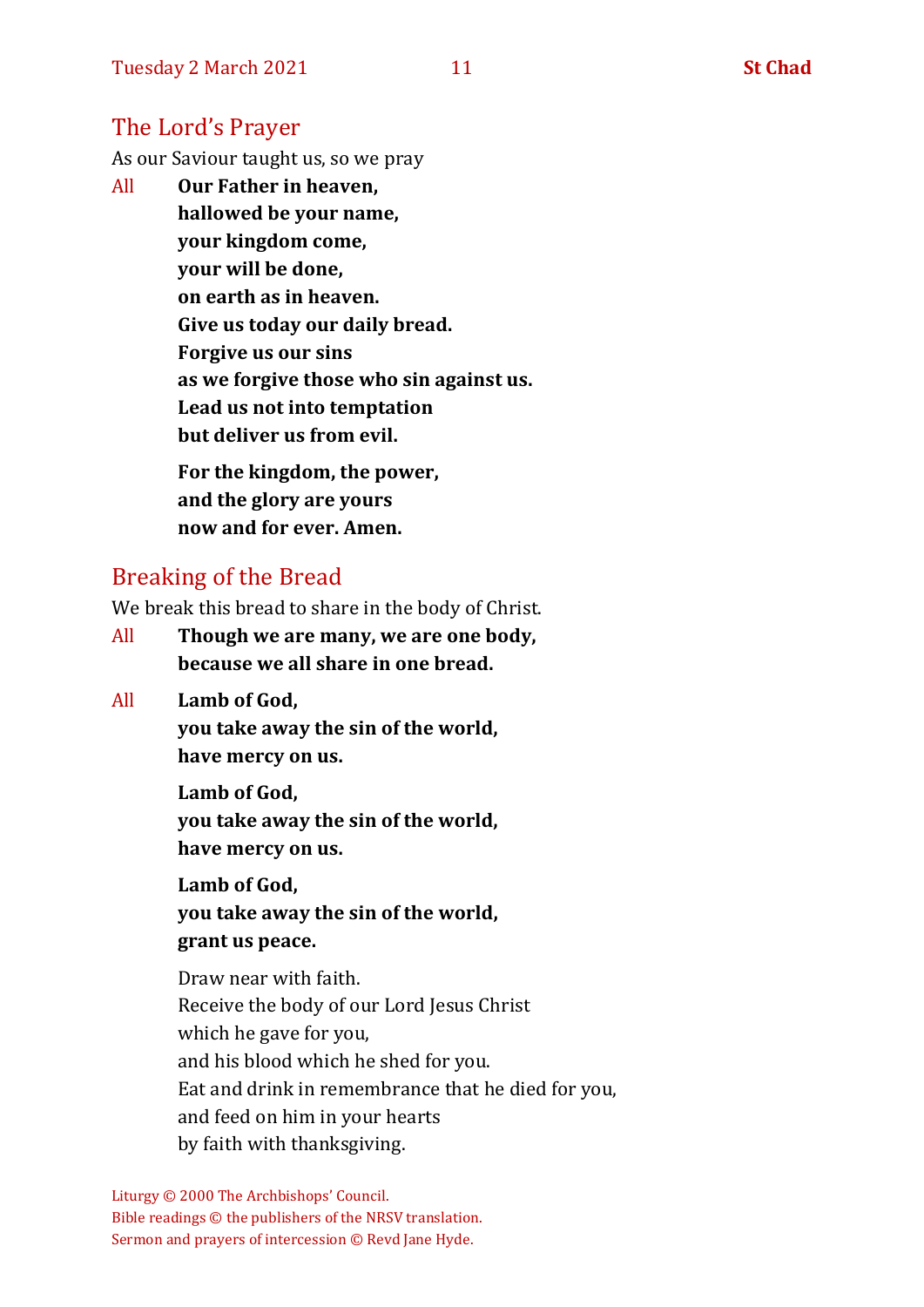## The Lord's Prayer

As our Saviour taught us, so we pray

All **Our Father in heaven,**
**hallowed be your name,**
**your kingdom come,**
**your will be done,**
**on earth as in heaven.**
**Give us today our daily bread.**
**Forgive us our sins**
**as we forgive those who sin against us.**
**Lead us not into temptation**
**but deliver us from evil.**

**For the kingdom, the power,**
**and the glory are yours**
**now and for ever. Amen.**

## Breaking of the Bread

We break this bread to share in the body of Christ.

All **Though we are many, we are one body,**
**because we all share in one bread.**

All **Lamb of God,**
**you take away the sin of the world,**
**have mercy on us.**

**Lamb of God,**
**you take away the sin of the world,**
**have mercy on us.**

**Lamb of God,**
**you take away the sin of the world,**
**grant us peace.**

Draw near with faith.
Receive the body of our Lord Jesus Christ
which he gave for you,
and his blood which he shed for you.
Eat and drink in remembrance that he died for you,
and feed on him in your hearts
by faith with thanksgiving.

Liturgy © 2000 The Archbishops' Council.
Bible readings © the publishers of the NRSV translation.
Sermon and prayers of intercession © Revd Jane Hyde.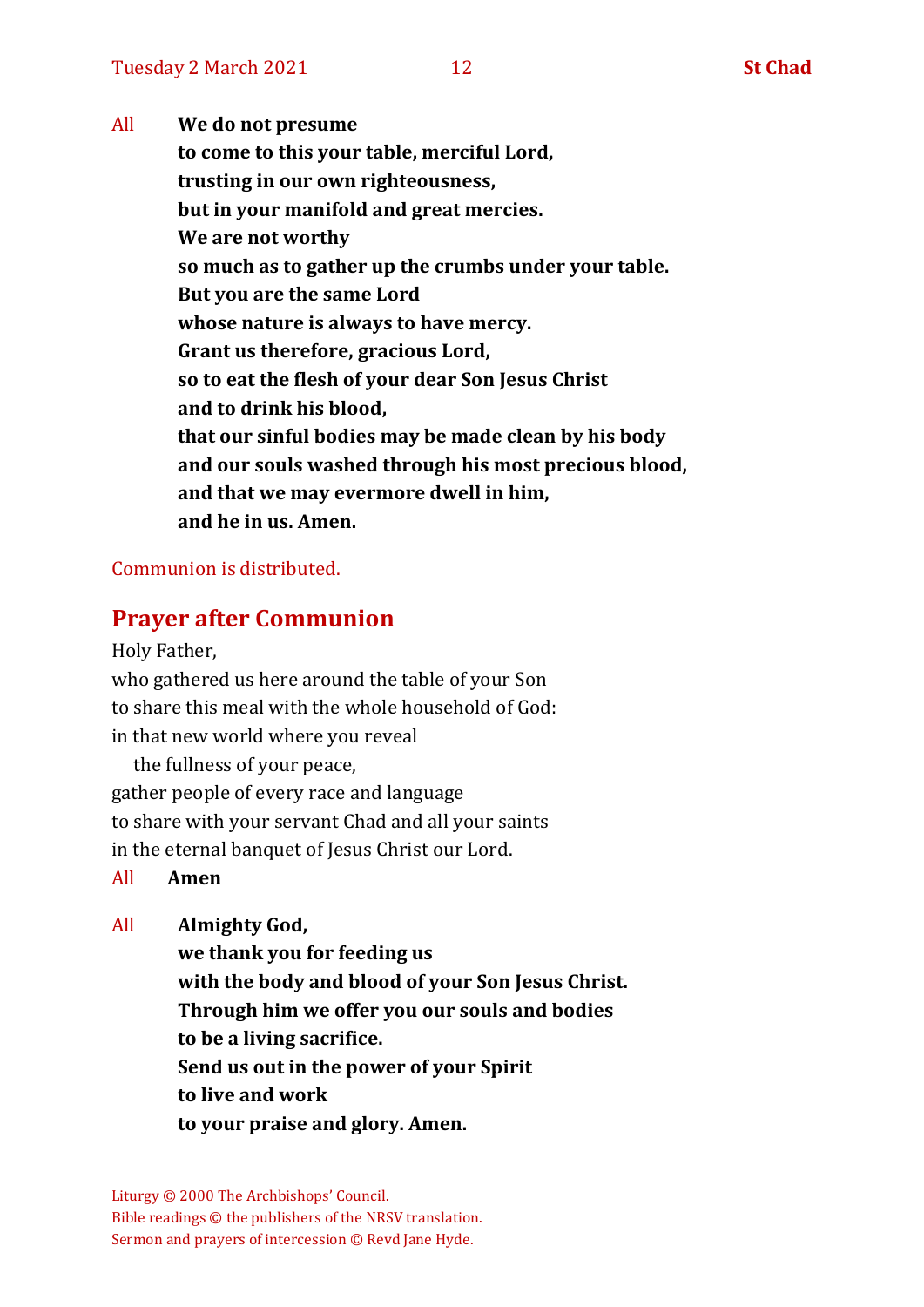All **We do not presume**
**to come to this your table, merciful Lord,**
**trusting in our own righteousness,**
**but in your manifold and great mercies.**
**We are not worthy**
**so much as to gather up the crumbs under your table.**
**But you are the same Lord**
**whose nature is always to have mercy.**
**Grant us therefore, gracious Lord,**
**so to eat the flesh of your dear Son Jesus Christ**
**and to drink his blood,**
**that our sinful bodies may be made clean by his body**
**and our souls washed through his most precious blood,**
**and that we may evermore dwell in him,**
**and he in us. Amen.**

Communion is distributed.

## Prayer after Communion

Holy Father,
who gathered us here around the table of your Son
to share this meal with the whole household of God:
in that new world where you reveal
the fullness of your peace,
gather people of every race and language
to share with your servant Chad and all your saints
in the eternal banquet of Jesus Christ our Lord.

All **Amen**

All **Almighty God,**
**we thank you for feeding us**
**with the body and blood of your Son Jesus Christ.**
**Through him we offer you our souls and bodies**
**to be a living sacrifice.**
**Send us out in the power of your Spirit**
**to live and work**
**to your praise and glory. Amen.**

Liturgy © 2000 The Archbishops' Council.
Bible readings © the publishers of the NRSV translation.
Sermon and prayers of intercession © Revd Jane Hyde.